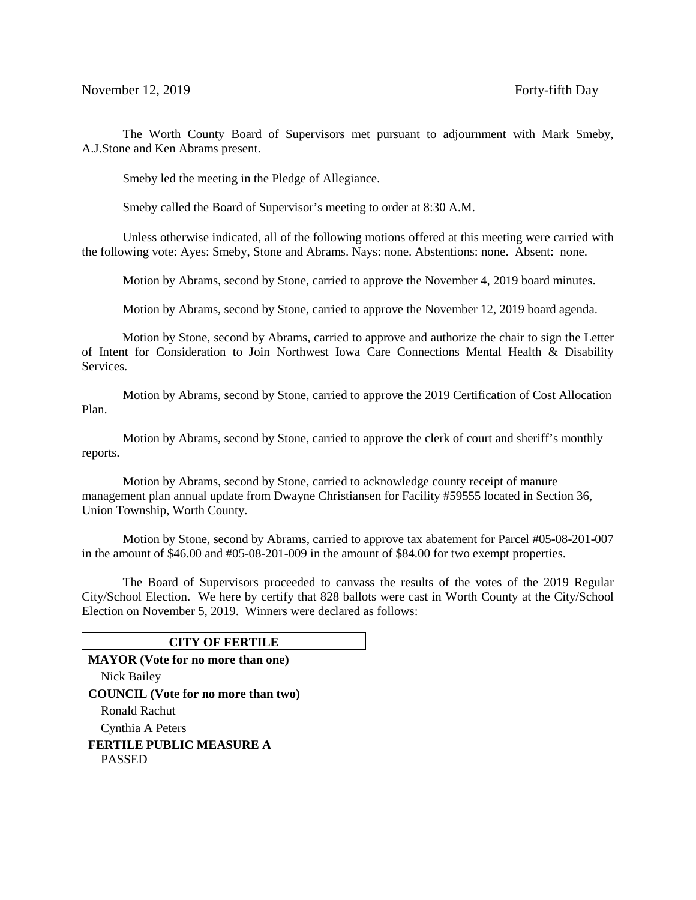November 12, 2019 Forty-fifth Day

The Worth County Board of Supervisors met pursuant to adjournment with Mark Smeby, A.J.Stone and Ken Abrams present.

Smeby led the meeting in the Pledge of Allegiance.

Smeby called the Board of Supervisor's meeting to order at 8:30 A.M.

Unless otherwise indicated, all of the following motions offered at this meeting were carried with the following vote: Ayes: Smeby, Stone and Abrams. Nays: none. Abstentions: none. Absent: none.

Motion by Abrams, second by Stone, carried to approve the November 4, 2019 board minutes.

Motion by Abrams, second by Stone, carried to approve the November 12, 2019 board agenda.

Motion by Stone, second by Abrams, carried to approve and authorize the chair to sign the Letter of Intent for Consideration to Join Northwest Iowa Care Connections Mental Health & Disability Services.

Motion by Abrams, second by Stone, carried to approve the 2019 Certification of Cost Allocation Plan.

Motion by Abrams, second by Stone, carried to approve the clerk of court and sheriff's monthly reports.

Motion by Abrams, second by Stone, carried to acknowledge county receipt of manure management plan annual update from Dwayne Christiansen for Facility #59555 located in Section 36, Union Township, Worth County.

Motion by Stone, second by Abrams, carried to approve tax abatement for Parcel #05-08-201-007 in the amount of $46.00 and #05-08-201-009 in the amount of $84.00 for two exempt properties.

The Board of Supervisors proceeded to canvass the results of the votes of the 2019 Regular City/School Election. We here by certify that 828 ballots were cast in Worth County at the City/School Election on November 5, 2019. Winners were declared as follows:

**CITY OF FERTILE**

**MAYOR (Vote for no more than one)**
Nick Bailey

**COUNCIL (Vote for no more than two)**
Ronald Rachut
Cynthia A Peters

**FERTILE PUBLIC MEASURE A**
PASSED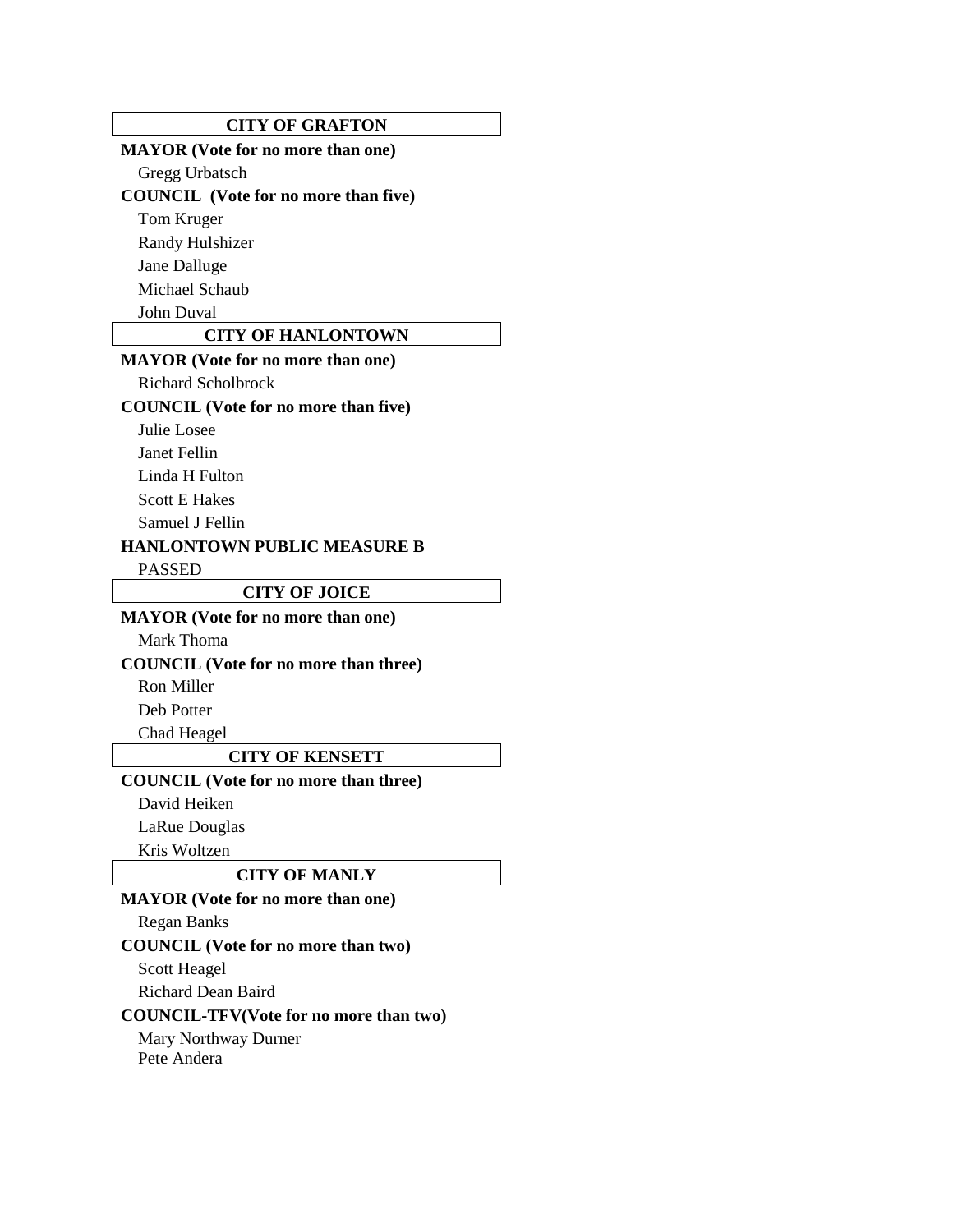## CITY OF GRAFTON

**MAYOR (Vote for no more than one)**

Gregg Urbatsch

**COUNCIL (Vote for no more than five)**

Tom Kruger
Randy Hulshizer
Jane Dalluge
Michael Schaub
John Duval

## CITY OF HANLONTOWN

**MAYOR (Vote for no more than one)**

Richard Scholbrock

**COUNCIL (Vote for no more than five)**

Julie Losee
Janet Fellin
Linda H Fulton
Scott E Hakes
Samuel J Fellin

**HANLONTOWN PUBLIC MEASURE B**

PASSED

## CITY OF JOICE

**MAYOR (Vote for no more than one)**

Mark Thoma

**COUNCIL (Vote for no more than three)**

Ron Miller
Deb Potter
Chad Heagel

## CITY OF KENSETT

**COUNCIL (Vote for no more than three)**

David Heiken
LaRue Douglas
Kris Woltzen

## CITY OF MANLY

**MAYOR (Vote for no more than one)**

Regan Banks

**COUNCIL (Vote for no more than two)**

Scott Heagel
Richard Dean Baird

**COUNCIL-TFV(Vote for no more than two)**

Mary Northway Durner
Pete Andera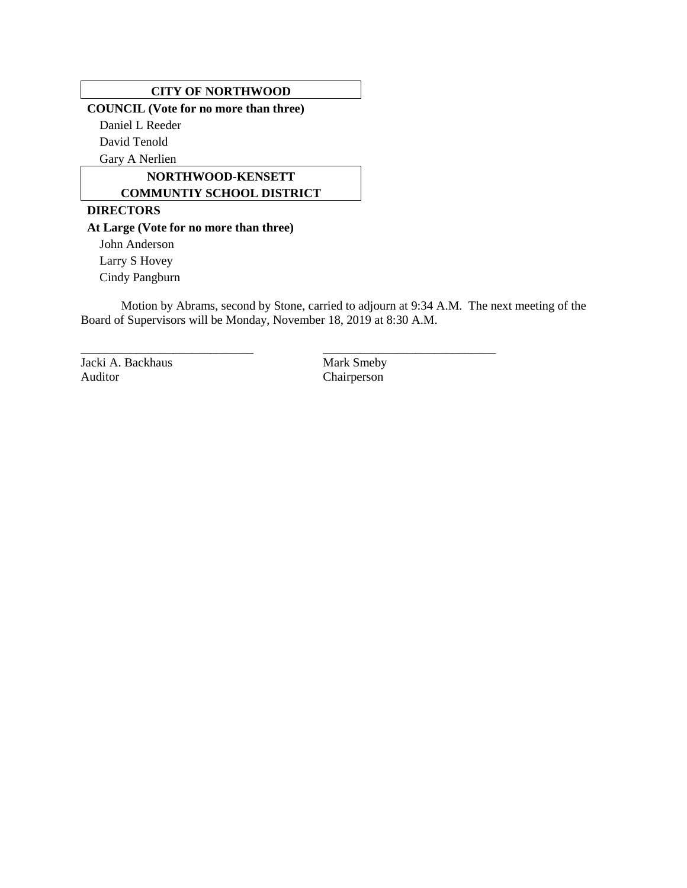**CITY OF NORTHWOOD**

**COUNCIL (Vote for no more than three)**

Daniel L Reeder

David Tenold

Gary A Nerlien

**NORTHWOOD-KENSETT COMMUNTIY SCHOOL DISTRICT**

**DIRECTORS**

**At Large (Vote for no more than three)**

John Anderson

Larry S Hovey

Cindy Pangburn

Motion by Abrams, second by Stone, carried to adjourn at 9:34 A.M. The next meeting of the Board of Supervisors will be Monday, November 18, 2019 at 8:30 A.M.

| | |
|---|---|
| ____________________________ | ____________________________ |
| Jacki A. Backhaus | Mark Smeby |
| Auditor | Chairperson |